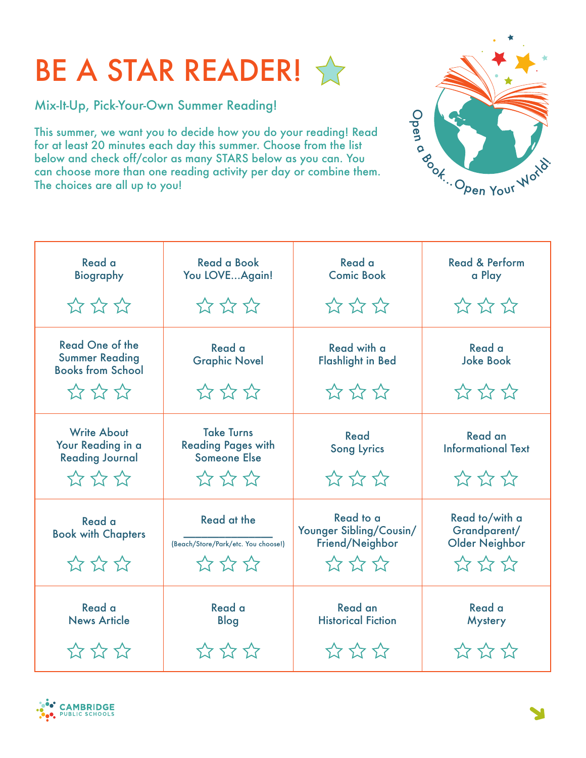# BE A STAR READER! ☆

## Mix-It-Up, Pick-Your-Own Summer Reading!

This summer, we want you to decide how you do your reading! Read for at least 20 minutes each day this summer. Choose from the list below and check off/color as many STARS below as you can. You can choose more than one reading activity per day or combine them. The choices are all up to you!

Open a Book...Open Your World!

| | | | |
|---|---|---|---|
| Read a Biography ☆ ☆ ☆ | Read a Book You LOVE...Again! ☆ ☆ ☆ | Read a Comic Book ☆ ☆ ☆ | Read & Perform a Play ☆ ☆ ☆ |
| Read One of the Summer Reading Books from School ☆ ☆ ☆ | Read a Graphic Novel ☆ ☆ ☆ | Read with a Flashlight in Bed ☆ ☆ ☆ | Read a Joke Book ☆ ☆ ☆ |
| Write About Your Reading in a Reading Journal ☆ ☆ ☆ | Take Turns Reading Pages with Someone Else ☆ ☆ ☆ | Read Song Lyrics ☆ ☆ ☆ | Read an Informational Text ☆ ☆ ☆ |
| Read a Book with Chapters ☆ ☆ ☆ | Read at the ______________ (Beach/Store/Park/etc. You choose!) ☆ ☆ ☆ | Read to a Younger Sibling/Cousin/ Friend/Neighbor ☆ ☆ ☆ | Read to/with a Grandparent/ Older Neighbor ☆ ☆ ☆ |
| Read a News Article ☆ ☆ ☆ | Read a Blog ☆ ☆ ☆ | Read an Historical Fiction ☆ ☆ ☆ | Read a Mystery ☆ ☆ ☆ |

CAMBRIDGE PUBLIC SCHOOLS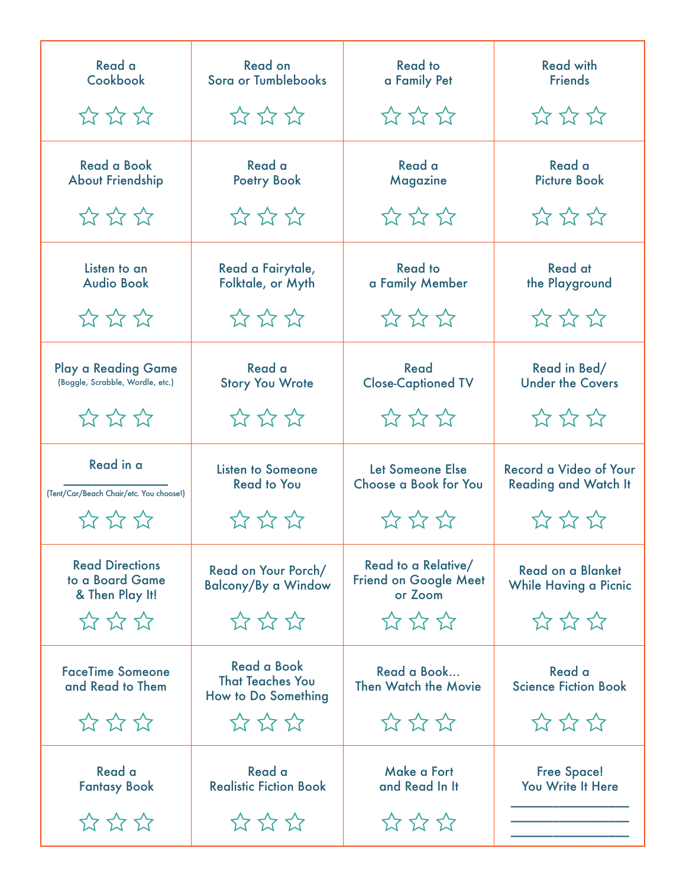| | | | |
|---|---|---|---|
| Read a Cookbook ☆ ☆ ☆ | Read on Sora or Tumblebooks ☆ ☆ ☆ | Read to a Family Pet ☆ ☆ ☆ | Read with Friends ☆ ☆ ☆ |
| Read a Book About Friendship ☆ ☆ ☆ | Read a Poetry Book ☆ ☆ ☆ | Read a Magazine ☆ ☆ ☆ | Read a Picture Book ☆ ☆ ☆ |
| Listen to an Audio Book ☆ ☆ ☆ | Read a Fairytale, Folktale, or Myth ☆ ☆ ☆ | Read to a Family Member ☆ ☆ ☆ | Read at the Playground ☆ ☆ ☆ |
| Play a Reading Game (Boggle, Scrabble, Wordle, etc.) ☆ ☆ ☆ | Read a Story You Wrote ☆ ☆ ☆ | Read Close-Captioned TV ☆ ☆ ☆ | Read in Bed/ Under the Covers ☆ ☆ ☆ |
| Read in a ______________ (Tent/Car/Beach Chair/etc. You choose!) ☆ ☆ ☆ | Listen to Someone Read to You ☆ ☆ ☆ | Let Someone Else Choose a Book for You ☆ ☆ ☆ | Record a Video of Your Reading and Watch It ☆ ☆ ☆ |
| Read Directions to a Board Game & Then Play It! ☆ ☆ ☆ | Read on Your Porch/ Balcony/By a Window ☆ ☆ ☆ | Read to a Relative/ Friend on Google Meet or Zoom ☆ ☆ ☆ | Read on a Blanket While Having a Picnic ☆ ☆ ☆ |
| FaceTime Someone and Read to Them ☆ ☆ ☆ | Read a Book That Teaches You How to Do Something ☆ ☆ ☆ | Read a Book... Then Watch the Movie ☆ ☆ ☆ | Read a Science Fiction Book ☆ ☆ ☆ |
| Read a Fantasy Book ☆ ☆ ☆ | Read a Realistic Fiction Book ☆ ☆ ☆ | Make a Fort and Read In It ☆ ☆ ☆ | Free Space! You Write It Here ______________ ______________ ______________ |